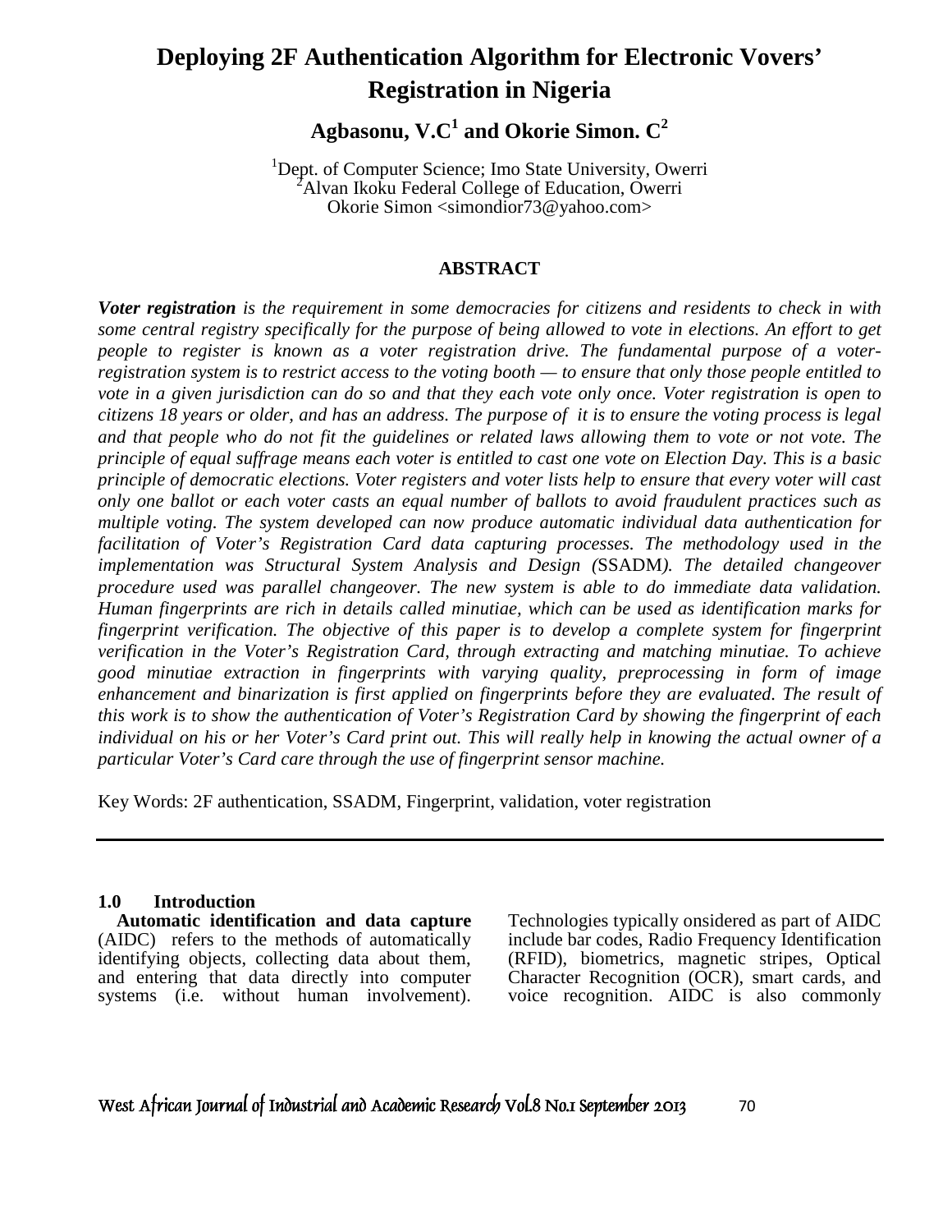# Deploying 2F Authentication Algorithm for Electronic Vovers' Registration in Nigeria

**Agbasonu, V.C[1] and Okorie Simon. C[2]**

[1]Dept. of Computer Science; Imo State University, Owerri
[2]Alvan Ikoku Federal College of Education, Owerri
Okorie Simon <simondior73@yahoo.com>

**ABSTRACT**

***Voter registration** is the requirement in some democracies for citizens and residents to check in with some central registry specifically for the purpose of being allowed to vote in elections. An effort to get people to register is known as a voter registration drive. The fundamental purpose of a voter-registration system is to restrict access to the voting booth — to ensure that only those people entitled to vote in a given jurisdiction can do so and that they each vote only once. Voter registration is open to citizens 18 years or older, and has an address. The purpose of it is to ensure the voting process is legal and that people who do not fit the guidelines or related laws allowing them to vote or not vote. The principle of equal suffrage means each voter is entitled to cast one vote on Election Day. This is a basic principle of democratic elections. Voter registers and voter lists help to ensure that every voter will cast only one ballot or each voter casts an equal number of ballots to avoid fraudulent practices such as multiple voting. The system developed can now produce automatic individual data authentication for facilitation of Voter's Registration Card data capturing processes. The methodology used in the implementation was Structural System Analysis and Design (*SSADM*). The detailed changeover procedure used was parallel changeover. The new system is able to do immediate data validation. Human fingerprints are rich in details called minutiae, which can be used as identification marks for fingerprint verification. The objective of this paper is to develop a complete system for fingerprint verification in the Voter's Registration Card, through extracting and matching minutiae. To achieve good minutiae extraction in fingerprints with varying quality, preprocessing in form of image enhancement and binarization is first applied on fingerprints before they are evaluated. The result of this work is to show the authentication of Voter's Registration Card by showing the fingerprint of each individual on his or her Voter's Card print out. This will really help in knowing the actual owner of a particular Voter's Card care through the use of fingerprint sensor machine.*

Key Words: 2F authentication, SSADM, Fingerprint, validation, voter registration

## 1.0 Introduction

**Automatic identification and data capture** (AIDC) refers to the methods of automatically identifying objects, collecting data about them, and entering that data directly into computer systems (i.e. without human involvement). Technologies typically onsidered as part of AIDC include bar codes, Radio Frequency Identification (RFID), biometrics, magnetic stripes, Optical Character Recognition (OCR), smart cards, and voice recognition. AIDC is also commonly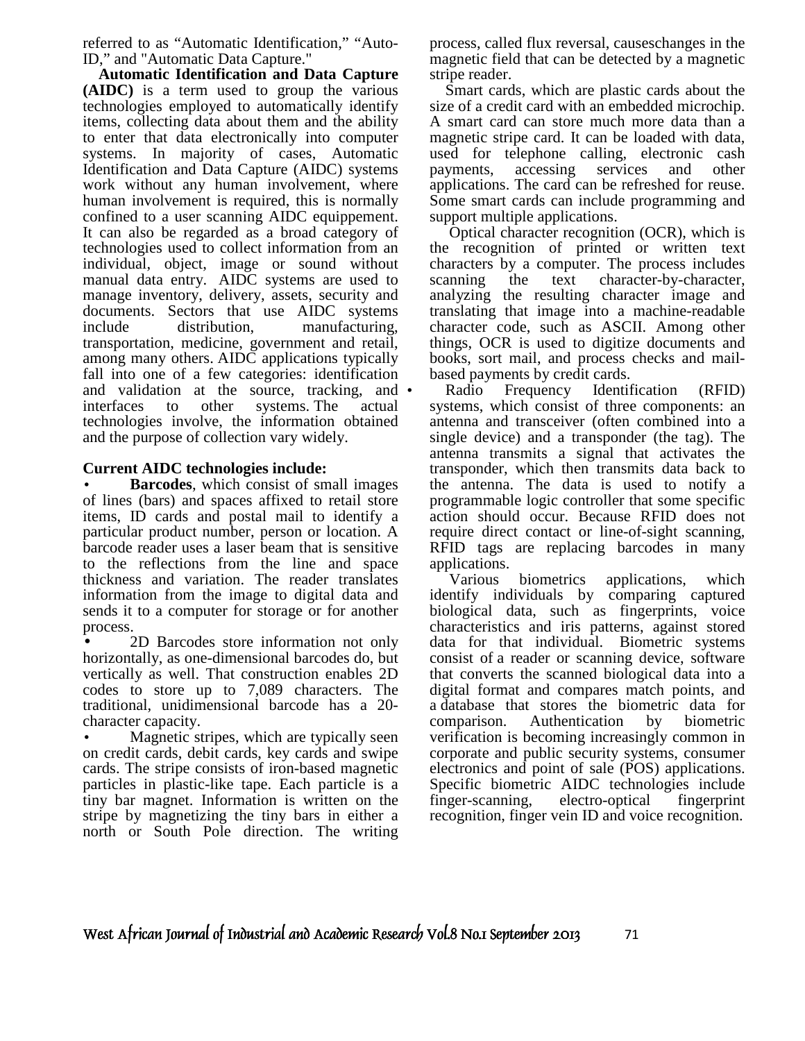referred to as "Automatic Identification," "Auto-ID," and "Automatic Data Capture."

**Automatic Identification and Data Capture (AIDC)** is a term used to group the various technologies employed to automatically identify items, collecting data about them and the ability to enter that data electronically into computer systems. In majority of cases, Automatic Identification and Data Capture (AIDC) systems work without any human involvement, where human involvement is required, this is normally confined to a user scanning AIDC equippement. It can also be regarded as a broad category of technologies used to collect information from an individual, object, image or sound without manual data entry. AIDC systems are used to manage inventory, delivery, assets, security and documents. Sectors that use AIDC systems include distribution, manufacturing, transportation, medicine, government and retail, among many others. AIDC applications typically fall into one of a few categories: identification and validation at the source, tracking, and interfaces to other systems. The actual technologies involve, the information obtained and the purpose of collection vary widely.

**Current AIDC technologies include:**

- **Barcodes**, which consist of small images of lines (bars) and spaces affixed to retail store items, ID cards and postal mail to identify a particular product number, person or location. A barcode reader uses a laser beam that is sensitive to the reflections from the line and space thickness and variation. The reader translates information from the image to digital data and sends it to a computer for storage or for another process.
- 2D Barcodes store information not only horizontally, as one-dimensional barcodes do, but vertically as well. That construction enables 2D codes to store up to 7,089 characters. The traditional, unidimensional barcode has a 20-character capacity.
- Magnetic stripes, which are typically seen on credit cards, debit cards, key cards and swipe cards. The stripe consists of iron-based magnetic particles in plastic-like tape. Each particle is a tiny bar magnet. Information is written on the stripe by magnetizing the tiny bars in either a north or South Pole direction. The writing process, called flux reversal, causeschanges in the magnetic field that can be detected by a magnetic stripe reader.

Smart cards, which are plastic cards about the size of a credit card with an embedded microchip. A smart card can store much more data than a magnetic stripe card. It can be loaded with data, used for telephone calling, electronic cash payments, accessing services and other applications. The card can be refreshed for reuse. Some smart cards can include programming and support multiple applications.

Optical character recognition (OCR), which is the recognition of printed or written text characters by a computer. The process includes scanning the text character-by-character, analyzing the resulting character image and translating that image into a machine-readable character code, such as ASCII. Among other things, OCR is used to digitize documents and books, sort mail, and process checks and mail-based payments by credit cards.

- Radio Frequency Identification (RFID) systems, which consist of three components: an antenna and transceiver (often combined into a single device) and a transponder (the tag). The antenna transmits a signal that activates the transponder, which then transmits data back to the antenna. The data is used to notify a programmable logic controller that some specific action should occur. Because RFID does not require direct contact or line-of-sight scanning, RFID tags are replacing barcodes in many applications.

Various biometrics applications, which identify individuals by comparing captured biological data, such as fingerprints, voice characteristics and iris patterns, against stored data for that individual. Biometric systems consist of a reader or scanning device, software that converts the scanned biological data into a digital format and compares match points, and a database that stores the biometric data for comparison. Authentication by biometric verification is becoming increasingly common in corporate and public security systems, consumer electronics and point of sale (POS) applications. Specific biometric AIDC technologies include finger-scanning, electro-optical fingerprint recognition, finger vein ID and voice recognition.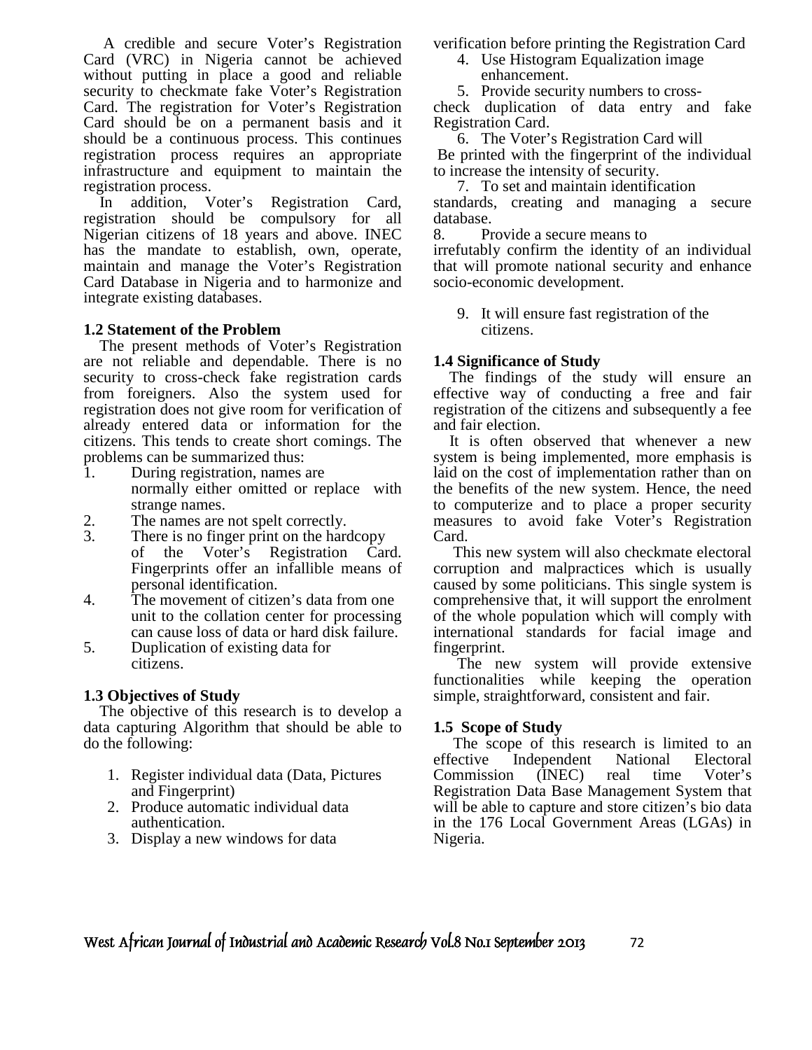A credible and secure Voter's Registration Card (VRC) in Nigeria cannot be achieved without putting in place a good and reliable security to checkmate fake Voter's Registration Card. The registration for Voter's Registration Card should be on a permanent basis and it should be a continuous process. This continues registration process requires an appropriate infrastructure and equipment to maintain the registration process.

In addition, Voter's Registration Card, registration should be compulsory for all Nigerian citizens of 18 years and above. INEC has the mandate to establish, own, operate, maintain and manage the Voter's Registration Card Database in Nigeria and to harmonize and integrate existing databases.

### 1.2 Statement of the Problem

The present methods of Voter's Registration are not reliable and dependable. There is no security to cross-check fake registration cards from foreigners. Also the system used for registration does not give room for verification of already entered data or information for the citizens. This tends to create short comings. The problems can be summarized thus:

1. During registration, names are normally either omitted or replace with strange names.
2. The names are not spelt correctly.
3. There is no finger print on the hardcopy of the Voter's Registration Card. Fingerprints offer an infallible means of personal identification.
4. The movement of citizen's data from one unit to the collation center for processing can cause loss of data or hard disk failure.
5. Duplication of existing data for citizens.

### 1.3 Objectives of Study

The objective of this research is to develop a data capturing Algorithm that should be able to do the following:

1. Register individual data (Data, Pictures and Fingerprint)
2. Produce automatic individual data authentication.
3. Display a new windows for data verification before printing the Registration Card
4. Use Histogram Equalization image enhancement.
5. Provide security numbers to cross-check duplication of data entry and fake Registration Card.
6. The Voter's Registration Card will Be printed with the fingerprint of the individual to increase the intensity of security.
7. To set and maintain identification standards, creating and managing a secure database.
8. Provide a secure means to irrefutably confirm the identity of an individual that will promote national security and enhance socio-economic development.
9. It will ensure fast registration of the citizens.

### 1.4 Significance of Study

The findings of the study will ensure an effective way of conducting a free and fair registration of the citizens and subsequently a fee and fair election.

It is often observed that whenever a new system is being implemented, more emphasis is laid on the cost of implementation rather than on the benefits of the new system. Hence, the need to computerize and to place a proper security measures to avoid fake Voter's Registration Card.

This new system will also checkmate electoral corruption and malpractices which is usually caused by some politicians. This single system is comprehensive that, it will support the enrolment of the whole population which will comply with international standards for facial image and fingerprint.

The new system will provide extensive functionalities while keeping the operation simple, straightforward, consistent and fair.

### 1.5 Scope of Study

The scope of this research is limited to an effective Independent National Electoral Commission (INEC) real time Voter's Registration Data Base Management System that will be able to capture and store citizen's bio data in the 176 Local Government Areas (LGAs) in Nigeria.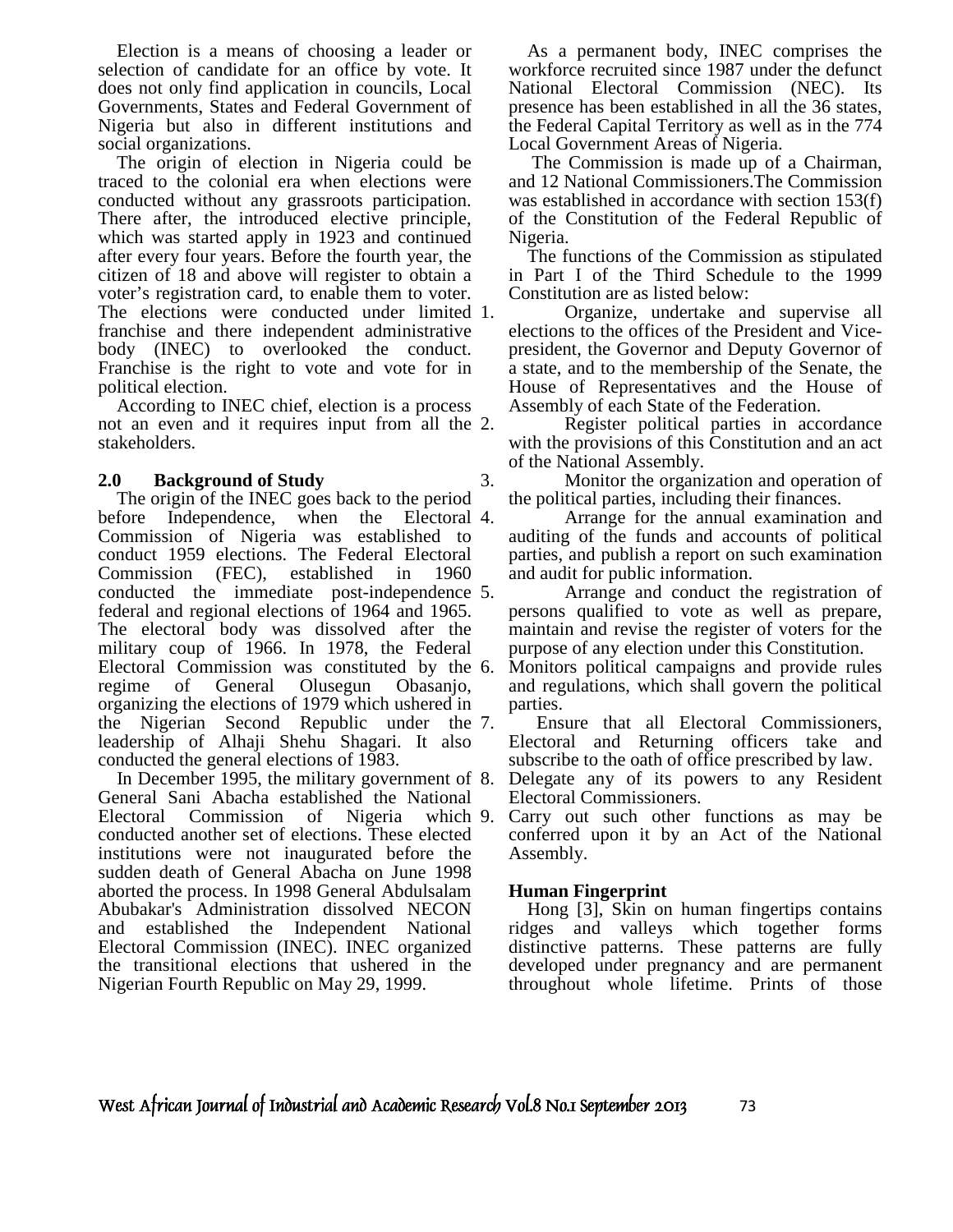Election is a means of choosing a leader or selection of candidate for an office by vote. It does not only find application in councils, Local Governments, States and Federal Government of Nigeria but also in different institutions and social organizations.

The origin of election in Nigeria could be traced to the colonial era when elections were conducted without any grassroots participation. There after, the introduced elective principle, which was started apply in 1923 and continued after every four years. Before the fourth year, the citizen of 18 and above will register to obtain a voter's registration card, to enable them to voter. The elections were conducted under limited franchise and there independent administrative body (INEC) to overlooked the conduct. Franchise is the right to vote and vote for in political election.

According to INEC chief, election is a process not an even and it requires input from all the stakeholders.

## 2.0 Background of Study

The origin of the INEC goes back to the period before Independence, when the Electoral Commission of Nigeria was established to conduct 1959 elections. The Federal Electoral Commission (FEC), established in 1960 conducted the immediate post-independence federal and regional elections of 1964 and 1965. The electoral body was dissolved after the military coup of 1966. In 1978, the Federal Electoral Commission was constituted by the regime of General Olusegun Obasanjo, organizing the elections of 1979 which ushered in the Nigerian Second Republic under the leadership of Alhaji Shehu Shagari. It also conducted the general elections of 1983.

In December 1995, the military government of General Sani Abacha established the National Electoral Commission of Nigeria which conducted another set of elections. These elected institutions were not inaugurated before the sudden death of General Abacha on June 1998 aborted the process. In 1998 General Abdulsalam Abubakar's Administration dissolved NECON and established the Independent National Electoral Commission (INEC). INEC organized the transitional elections that ushered in the Nigerian Fourth Republic on May 29, 1999.

As a permanent body, INEC comprises the workforce recruited since 1987 under the defunct National Electoral Commission (NEC). Its presence has been established in all the 36 states, the Federal Capital Territory as well as in the 774 Local Government Areas of Nigeria.

The Commission is made up of a Chairman, and 12 National Commissioners.The Commission was established in accordance with section 153(f) of the Constitution of the Federal Republic of Nigeria.

The functions of the Commission as stipulated in Part I of the Third Schedule to the 1999 Constitution are as listed below:

1. Organize, undertake and supervise all elections to the offices of the President and Vice-president, the Governor and Deputy Governor of a state, and to the membership of the Senate, the House of Representatives and the House of Assembly of each State of the Federation.
2. Register political parties in accordance with the provisions of this Constitution and an act of the National Assembly.
3. Monitor the organization and operation of the political parties, including their finances.
4. Arrange for the annual examination and auditing of the funds and accounts of political parties, and publish a report on such examination and audit for public information.
5. Arrange and conduct the registration of persons qualified to vote as well as prepare, maintain and revise the register of voters for the purpose of any election under this Constitution.
6. Monitors political campaigns and provide rules and regulations, which shall govern the political parties.
7. Ensure that all Electoral Commissioners, Electoral and Returning officers take and subscribe to the oath of office prescribed by law.
8. Delegate any of its powers to any Resident Electoral Commissioners.
9. Carry out such other functions as may be conferred upon it by an Act of the National Assembly.

### Human Fingerprint

Hong [3], Skin on human fingertips contains ridges and valleys which together forms distinctive patterns. These patterns are fully developed under pregnancy and are permanent throughout whole lifetime. Prints of those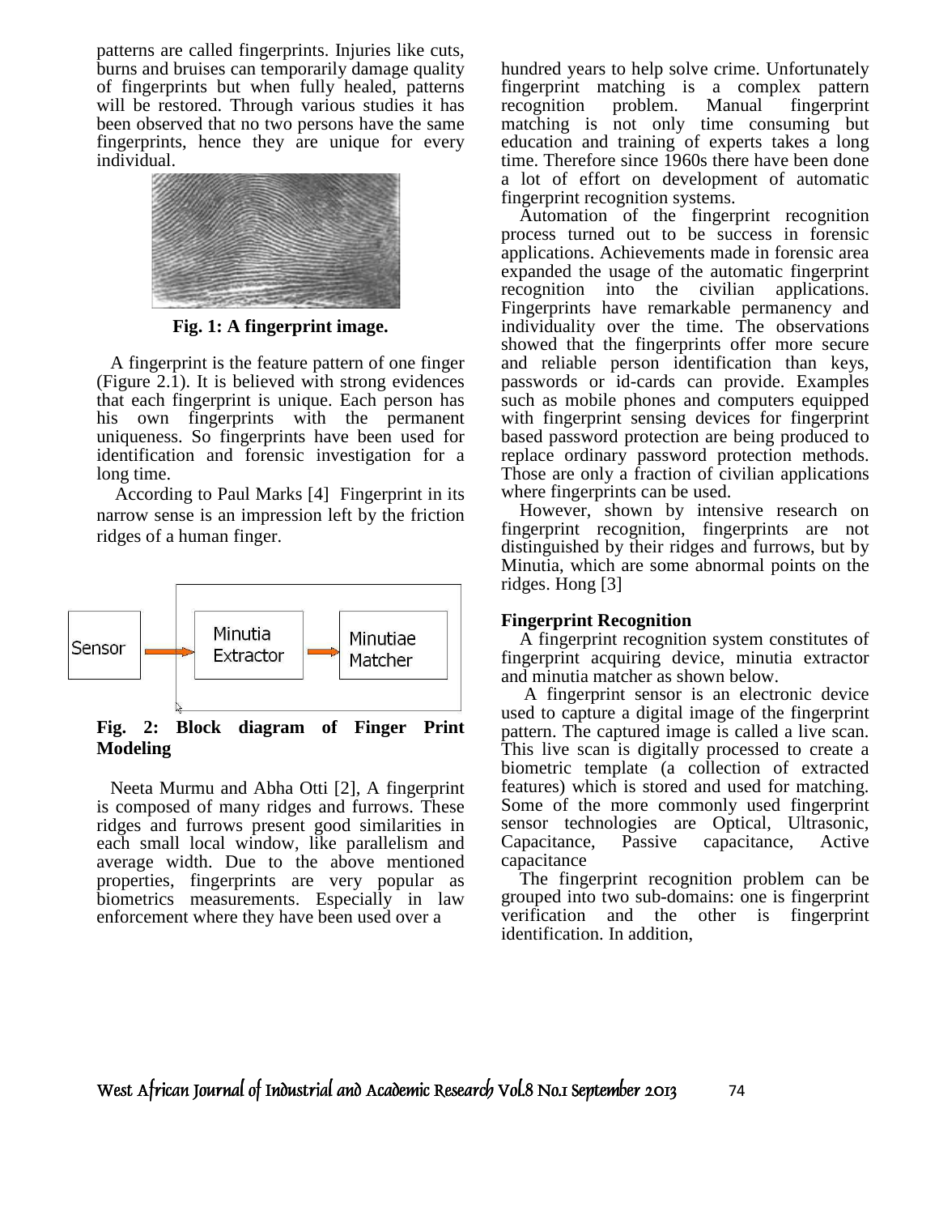patterns are called fingerprints. Injuries like cuts, burns and bruises can temporarily damage quality of fingerprints but when fully healed, patterns will be restored. Through various studies it has been observed that no two persons have the same fingerprints, hence they are unique for every individual.

**Fig. 1: A fingerprint image.**

A fingerprint is the feature pattern of one finger (Figure 2.1). It is believed with strong evidences that each fingerprint is unique. Each person has his own fingerprints with the permanent uniqueness. So fingerprints have been used for identification and forensic investigation for a long time.

According to Paul Marks [4] Fingerprint in its narrow sense is an impression left by the friction ridges of a human finger.

Sensor → Minutia Extractor → Minutiae Matcher

**Fig. 2: Block diagram of Finger Print Modeling**

Neeta Murmu and Abha Otti [2], A fingerprint is composed of many ridges and furrows. These ridges and furrows present good similarities in each small local window, like parallelism and average width. Due to the above mentioned properties, fingerprints are very popular as biometrics measurements. Especially in law enforcement where they have been used over a hundred years to help solve crime. Unfortunately fingerprint matching is a complex pattern recognition problem. Manual fingerprint matching is not only time consuming but education and training of experts takes a long time. Therefore since 1960s there have been done a lot of effort on development of automatic fingerprint recognition systems.

Automation of the fingerprint recognition process turned out to be success in forensic applications. Achievements made in forensic area expanded the usage of the automatic fingerprint recognition into the civilian applications. Fingerprints have remarkable permanency and individuality over the time. The observations showed that the fingerprints offer more secure and reliable person identification than keys, passwords or id-cards can provide. Examples such as mobile phones and computers equipped with fingerprint sensing devices for fingerprint based password protection are being produced to replace ordinary password protection methods. Those are only a fraction of civilian applications where fingerprints can be used.

However, shown by intensive research on fingerprint recognition, fingerprints are not distinguished by their ridges and furrows, but by Minutia, which are some abnormal points on the ridges. Hong [3]

**Fingerprint Recognition**

A fingerprint recognition system constitutes of fingerprint acquiring device, minutia extractor and minutia matcher as shown below.

A fingerprint sensor is an electronic device used to capture a digital image of the fingerprint pattern. The captured image is called a live scan. This live scan is digitally processed to create a biometric template (a collection of extracted features) which is stored and used for matching. Some of the more commonly used fingerprint sensor technologies are Optical, Ultrasonic, Capacitance, Passive capacitance, Active capacitance

The fingerprint recognition problem can be grouped into two sub-domains: one is fingerprint verification and the other is fingerprint identification. In addition,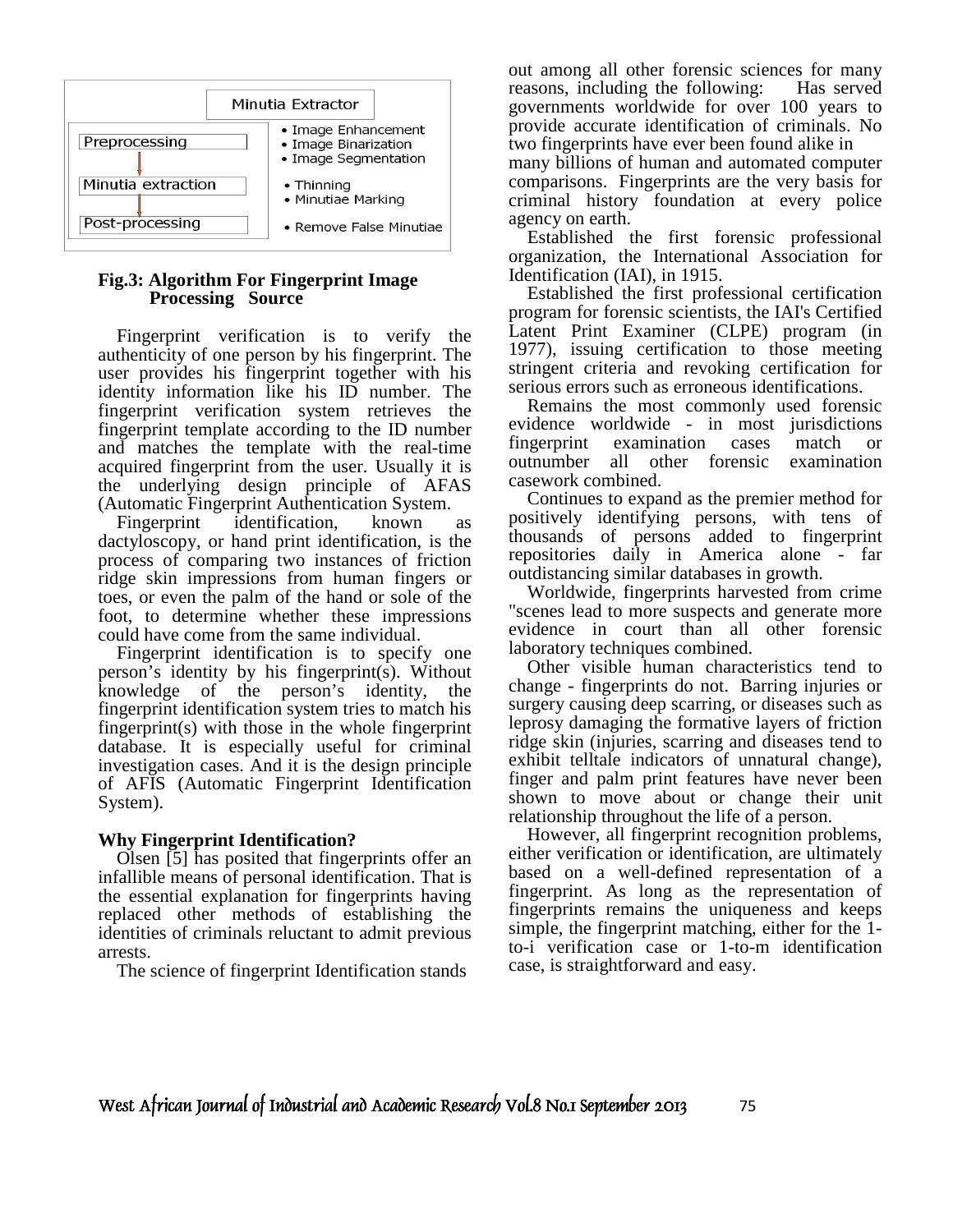Minutia Extractor

| | |
|---|---|
| Preprocessing | • Image Enhancement<br>• Image Binarization<br>• Image Segmentation |
| Minutia extraction | • Thinning<br>• Minutiae Marking |
| Post-processing | • Remove False Minutiae |

**Fig.3: Algorithm For Fingerprint Image Processing Source**

Fingerprint verification is to verify the authenticity of one person by his fingerprint. The user provides his fingerprint together with his identity information like his ID number. The fingerprint verification system retrieves the fingerprint template according to the ID number and matches the template with the real-time acquired fingerprint from the user. Usually it is the underlying design principle of AFAS (Automatic Fingerprint Authentication System.

Fingerprint identification, known as dactyloscopy, or hand print identification, is the process of comparing two instances of friction ridge skin impressions from human fingers or toes, or even the palm of the hand or sole of the foot, to determine whether these impressions could have come from the same individual.

Fingerprint identification is to specify one person's identity by his fingerprint(s). Without knowledge of the person's identity, the fingerprint identification system tries to match his fingerprint(s) with those in the whole fingerprint database. It is especially useful for criminal investigation cases. And it is the design principle of AFIS (Automatic Fingerprint Identification System).

**Why Fingerprint Identification?**

Olsen [5] has posited that fingerprints offer an infallible means of personal identification. That is the essential explanation for fingerprints having replaced other methods of establishing the identities of criminals reluctant to admit previous arrests.

The science of fingerprint Identification stands out among all other forensic sciences for many reasons, including the following: Has served governments worldwide for over 100 years to provide accurate identification of criminals. No two fingerprints have ever been found alike in many billions of human and automated computer comparisons. Fingerprints are the very basis for criminal history foundation at every police agency on earth.

Established the first forensic professional organization, the International Association for Identification (IAI), in 1915.

Established the first professional certification program for forensic scientists, the IAI's Certified Latent Print Examiner (CLPE) program (in 1977), issuing certification to those meeting stringent criteria and revoking certification for serious errors such as erroneous identifications.

Remains the most commonly used forensic evidence worldwide - in most jurisdictions fingerprint examination cases match or outnumber all other forensic examination casework combined.

Continues to expand as the premier method for positively identifying persons, with tens of thousands of persons added to fingerprint repositories daily in America alone - far outdistancing similar databases in growth.

Worldwide, fingerprints harvested from crime "scenes lead to more suspects and generate more evidence in court than all other forensic laboratory techniques combined.

Other visible human characteristics tend to change - fingerprints do not. Barring injuries or surgery causing deep scarring, or diseases such as leprosy damaging the formative layers of friction ridge skin (injuries, scarring and diseases tend to exhibit telltale indicators of unnatural change), finger and palm print features have never been shown to move about or change their unit relationship throughout the life of a person.

However, all fingerprint recognition problems, either verification or identification, are ultimately based on a well-defined representation of a fingerprint. As long as the representation of fingerprints remains the uniqueness and keeps simple, the fingerprint matching, either for the 1-to-i verification case or 1-to-m identification case, is straightforward and easy.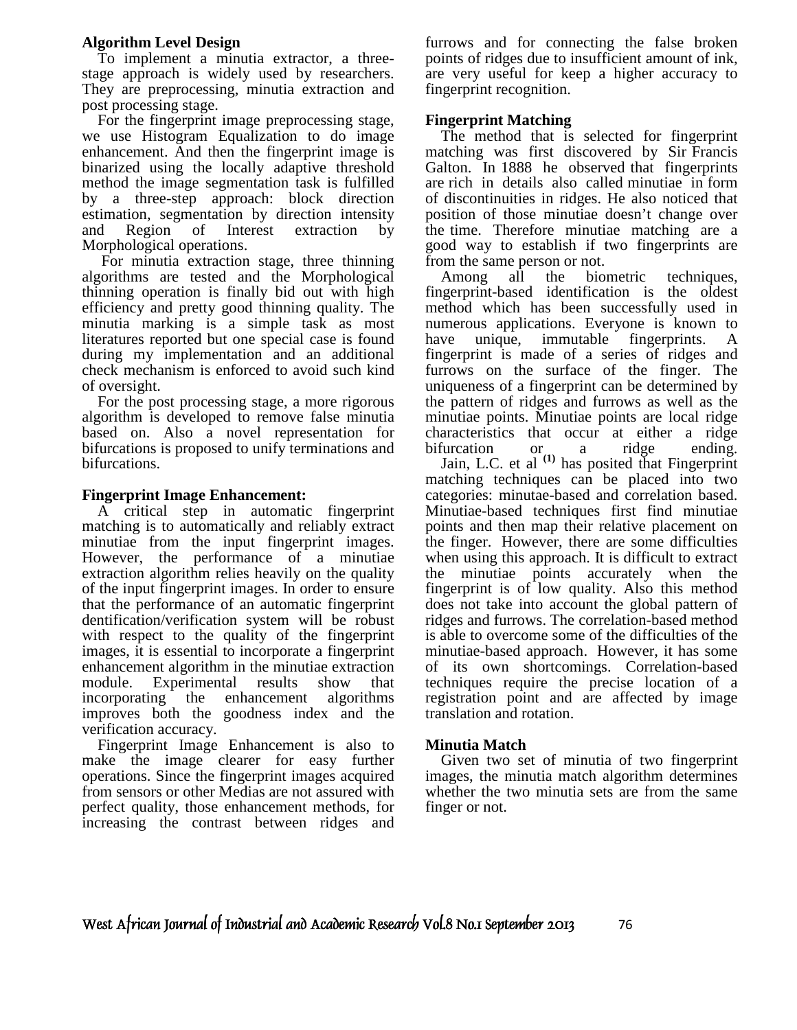**Algorithm Level Design**

To implement a minutia extractor, a three-stage approach is widely used by researchers. They are preprocessing, minutia extraction and post processing stage.

For the fingerprint image preprocessing stage, we use Histogram Equalization to do image enhancement. And then the fingerprint image is binarized using the locally adaptive threshold method the image segmentation task is fulfilled by a three-step approach: block direction estimation, segmentation by direction intensity and Region of Interest extraction by Morphological operations.

For minutia extraction stage, three thinning algorithms are tested and the Morphological thinning operation is finally bid out with high efficiency and pretty good thinning quality. The minutia marking is a simple task as most literatures reported but one special case is found during my implementation and an additional check mechanism is enforced to avoid such kind of oversight.

For the post processing stage, a more rigorous algorithm is developed to remove false minutia based on. Also a novel representation for bifurcations is proposed to unify terminations and bifurcations.

**Fingerprint Image Enhancement:**

A critical step in automatic fingerprint matching is to automatically and reliably extract minutiae from the input fingerprint images. However, the performance of a minutiae extraction algorithm relies heavily on the quality of the input fingerprint images. In order to ensure that the performance of an automatic fingerprint dentification/verification system will be robust with respect to the quality of the fingerprint images, it is essential to incorporate a fingerprint enhancement algorithm in the minutiae extraction module. Experimental results show that incorporating the enhancement algorithms improves both the goodness index and the verification accuracy.

Fingerprint Image Enhancement is also to make the image clearer for easy further operations. Since the fingerprint images acquired from sensors or other Medias are not assured with perfect quality, those enhancement methods, for increasing the contrast between ridges and furrows and for connecting the false broken points of ridges due to insufficient amount of ink, are very useful for keep a higher accuracy to fingerprint recognition.

**Fingerprint Matching**

The method that is selected for fingerprint matching was first discovered by Sir Francis Galton. In 1888 he observed that fingerprints are rich in details also called minutiae in form of discontinuities in ridges. He also noticed that position of those minutiae doesn't change over the time. Therefore minutiae matching are a good way to establish if two fingerprints are from the same person or not.

Among all the biometric techniques, fingerprint-based identification is the oldest method which has been successfully used in numerous applications. Everyone is known to have unique, immutable fingerprints. A fingerprint is made of a series of ridges and furrows on the surface of the finger. The uniqueness of a fingerprint can be determined by the pattern of ridges and furrows as well as the minutiae points. Minutiae points are local ridge characteristics that occur at either a ridge bifurcation or a ridge ending.

Jain, L.C. et al [(1)] has posited that Fingerprint matching techniques can be placed into two categories: minutae-based and correlation based. Minutiae-based techniques first find minutiae points and then map their relative placement on the finger. However, there are some difficulties when using this approach. It is difficult to extract the minutiae points accurately when the fingerprint is of low quality. Also this method does not take into account the global pattern of ridges and furrows. The correlation-based method is able to overcome some of the difficulties of the minutiae-based approach. However, it has some of its own shortcomings. Correlation-based techniques require the precise location of a registration point and are affected by image translation and rotation.

**Minutia Match**

Given two set of minutia of two fingerprint images, the minutia match algorithm determines whether the two minutia sets are from the same finger or not.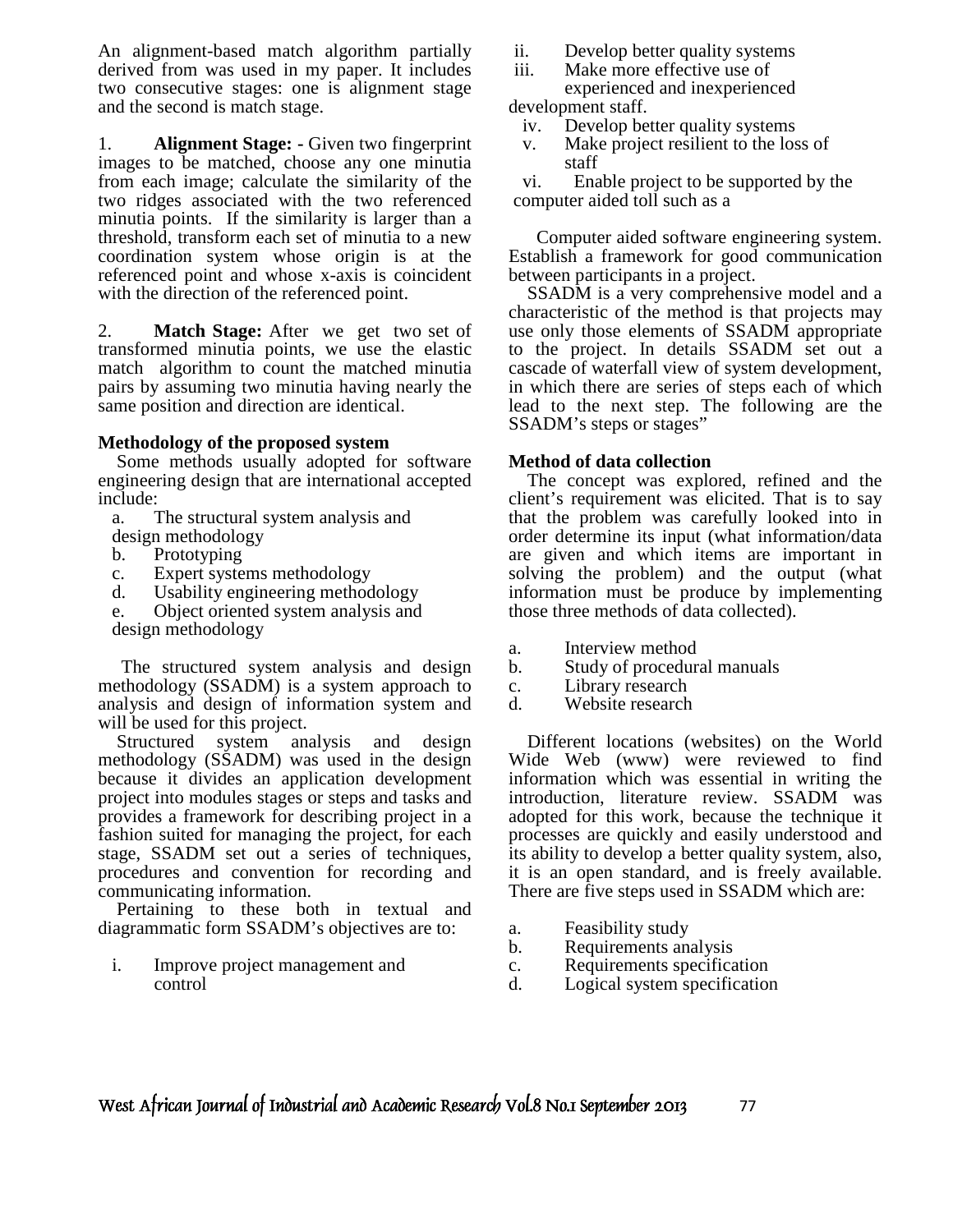An alignment-based match algorithm partially derived from was used in my paper. It includes two consecutive stages: one is alignment stage and the second is match stage.

1. **Alignment Stage: -** Given two fingerprint images to be matched, choose any one minutia from each image; calculate the similarity of the two ridges associated with the two referenced minutia points. If the similarity is larger than a threshold, transform each set of minutia to a new coordination system whose origin is at the referenced point and whose x-axis is coincident with the direction of the referenced point.

2. **Match Stage:** After we get two set of transformed minutia points, we use the elastic match algorithm to count the matched minutia pairs by assuming two minutia having nearly the same position and direction are identical.

**Methodology of the proposed system**

Some methods usually adopted for software engineering design that are international accepted include:

a. The structural system analysis and design methodology
b. Prototyping
c. Expert systems methodology
d. Usability engineering methodology
e. Object oriented system analysis and design methodology

The structured system analysis and design methodology (SSADM) is a system approach to analysis and design of information system and will be used for this project.

Structured system analysis and design methodology (SSADM) was used in the design because it divides an application development project into modules stages or steps and tasks and provides a framework for describing project in a fashion suited for managing the project, for each stage, SSADM set out a series of techniques, procedures and convention for recording and communicating information.

Pertaining to these both in textual and diagrammatic form SSADM's objectives are to:

i. Improve project management and control
ii. Develop better quality systems
iii. Make more effective use of experienced and inexperienced development staff.
iv. Develop better quality systems
v. Make project resilient to the loss of staff
vi. Enable project to be supported by the computer aided toll such as a

Computer aided software engineering system. Establish a framework for good communication between participants in a project.

SSADM is a very comprehensive model and a characteristic of the method is that projects may use only those elements of SSADM appropriate to the project. In details SSADM set out a cascade of waterfall view of system development, in which there are series of steps each of which lead to the next step. The following are the SSADM's steps or stages"

**Method of data collection**

The concept was explored, refined and the client's requirement was elicited. That is to say that the problem was carefully looked into in order determine its input (what information/data are given and which items are important in solving the problem) and the output (what information must be produce by implementing those three methods of data collected).

a. Interview method
b. Study of procedural manuals
c. Library research
d. Website research

Different locations (websites) on the World Wide Web (www) were reviewed to find information which was essential in writing the introduction, literature review. SSADM was adopted for this work, because the technique it processes are quickly and easily understood and its ability to develop a better quality system, also, it is an open standard, and is freely available. There are five steps used in SSADM which are:

a. Feasibility study
b. Requirements analysis
c. Requirements specification
d. Logical system specification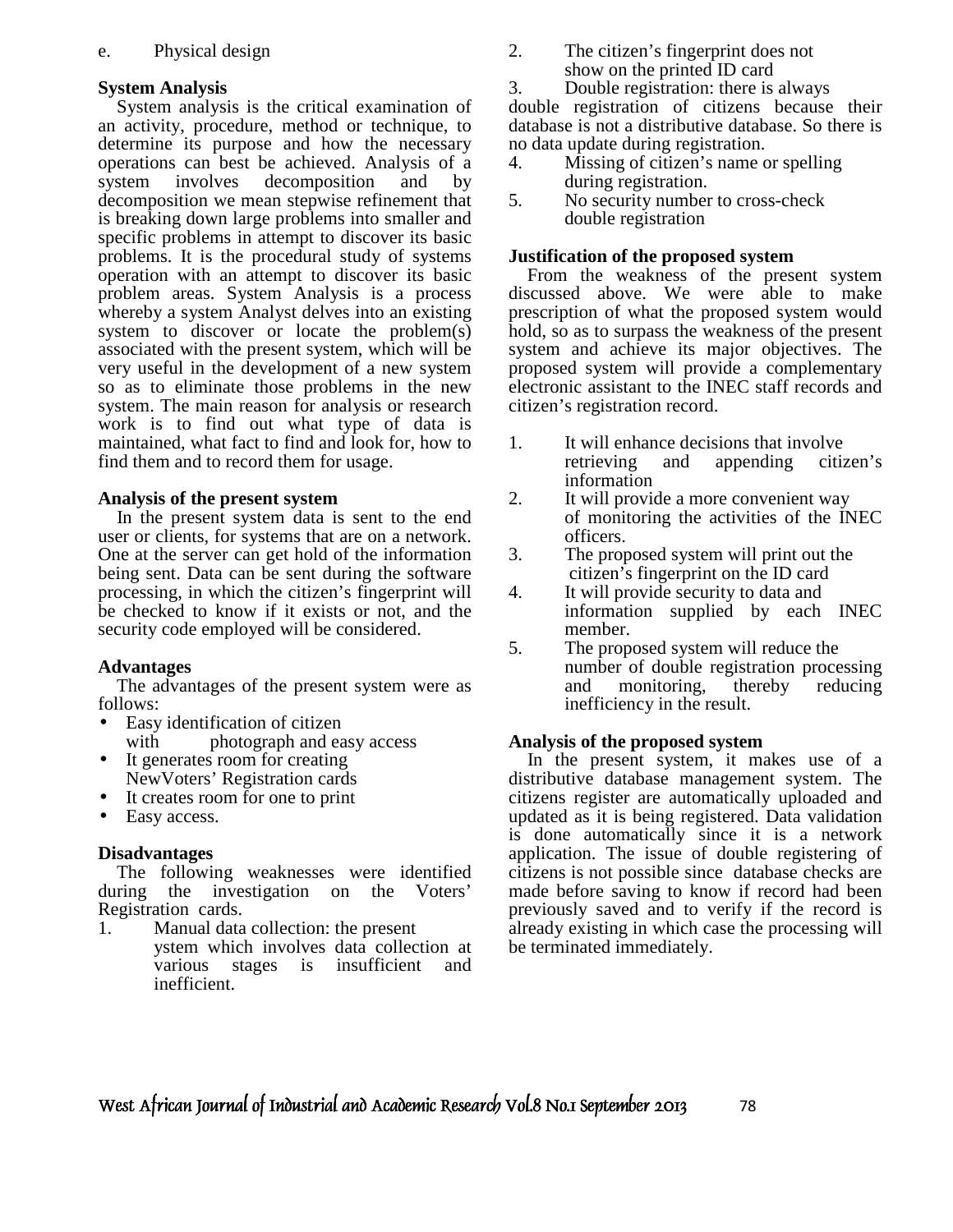e. Physical design

**System Analysis**

System analysis is the critical examination of an activity, procedure, method or technique, to determine its purpose and how the necessary operations can best be achieved. Analysis of a system involves decomposition and by decomposition we mean stepwise refinement that is breaking down large problems into smaller and specific problems in attempt to discover its basic problems. It is the procedural study of systems operation with an attempt to discover its basic problem areas. System Analysis is a process whereby a system Analyst delves into an existing system to discover or locate the problem(s) associated with the present system, which will be very useful in the development of a new system so as to eliminate those problems in the new system. The main reason for analysis or research work is to find out what type of data is maintained, what fact to find and look for, how to find them and to record them for usage.

**Analysis of the present system**

In the present system data is sent to the end user or clients, for systems that are on a network. One at the server can get hold of the information being sent. Data can be sent during the software processing, in which the citizen's fingerprint will be checked to know if it exists or not, and the security code employed will be considered.

**Advantages**

The advantages of the present system were as follows:

- Easy identification of citizen with photograph and easy access
- It generates room for creating NewVoters' Registration cards
- It creates room for one to print
- Easy access.

**Disadvantages**

The following weaknesses were identified during the investigation on the Voters' Registration cards.

1. Manual data collection: the present ystem which involves data collection at various stages is insufficient and inefficient.
2. The citizen's fingerprint does not show on the printed ID card
3. Double registration: there is always double registration of citizens because their database is not a distributive database. So there is no data update during registration.
4. Missing of citizen's name or spelling during registration.
5. No security number to cross-check double registration

**Justification of the proposed system**

From the weakness of the present system discussed above. We were able to make prescription of what the proposed system would hold, so as to surpass the weakness of the present system and achieve its major objectives. The proposed system will provide a complementary electronic assistant to the INEC staff records and citizen's registration record.

1. It will enhance decisions that involve retrieving and appending citizen's information
2. It will provide a more convenient way of monitoring the activities of the INEC officers.
3. The proposed system will print out the citizen's fingerprint on the ID card
4. It will provide security to data and information supplied by each INEC member.
5. The proposed system will reduce the number of double registration processing and monitoring, thereby reducing inefficiency in the result.

**Analysis of the proposed system**

In the present system, it makes use of a distributive database management system. The citizens register are automatically uploaded and updated as it is being registered. Data validation is done automatically since it is a network application. The issue of double registering of citizens is not possible since database checks are made before saving to know if record had been previously saved and to verify if the record is already existing in which case the processing will be terminated immediately.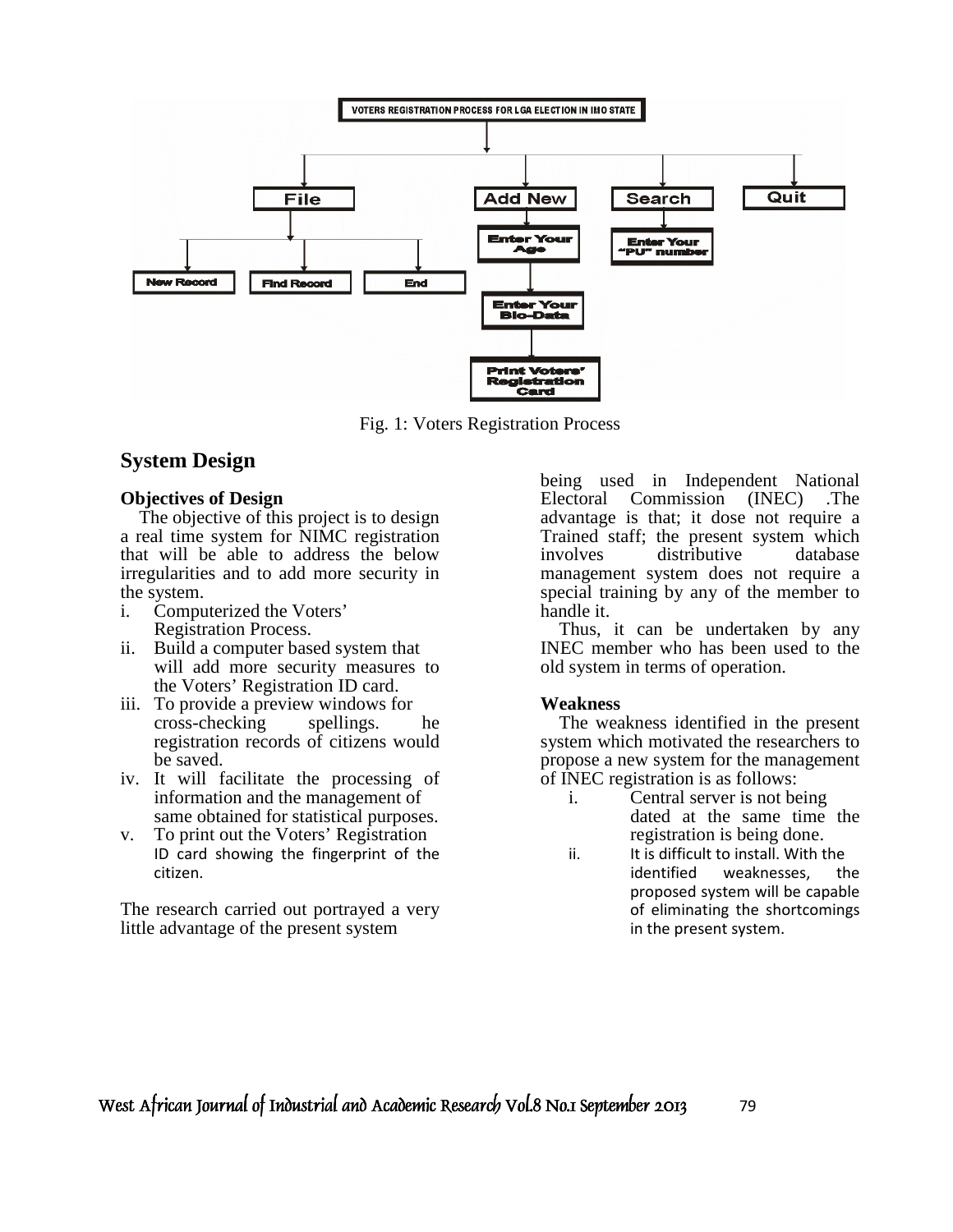VOTERS REGISTRATION PROCESS FOR LGA ELECTION IN IMO STATE

File | Add New | Search | Quit

New Record | Find Record | End

Enter Your Age

Enter Your Bio-Data

Print Voters' Registration Card

Enter Your "PU" number

Fig. 1: Voters Registration Process

## System Design

### Objectives of Design

The objective of this project is to design a real time system for NIMC registration that will be able to address the below irregularities and to add more security in the system.

i. Computerized the Voters' Registration Process.
ii. Build a computer based system that will add more security measures to the Voters' Registration ID card.
iii. To provide a preview windows for cross-checking spellings. he registration records of citizens would be saved.
iv. It will facilitate the processing of information and the management of same obtained for statistical purposes.
v. To print out the Voters' Registration ID card showing the fingerprint of the citizen.

The research carried out portrayed a very little advantage of the present system being used in Independent National Electoral Commission (INEC) .The advantage is that; it dose not require a Trained staff; the present system which involves distributive database management system does not require a special training by any of the member to handle it.

Thus, it can be undertaken by any INEC member who has been used to the old system in terms of operation.

### Weakness

The weakness identified in the present system which motivated the researchers to propose a new system for the management of INEC registration is as follows:

i. Central server is not being dated at the same time the registration is being done.
ii. It is difficult to install. With the identified weaknesses, the proposed system will be capable of eliminating the shortcomings in the present system.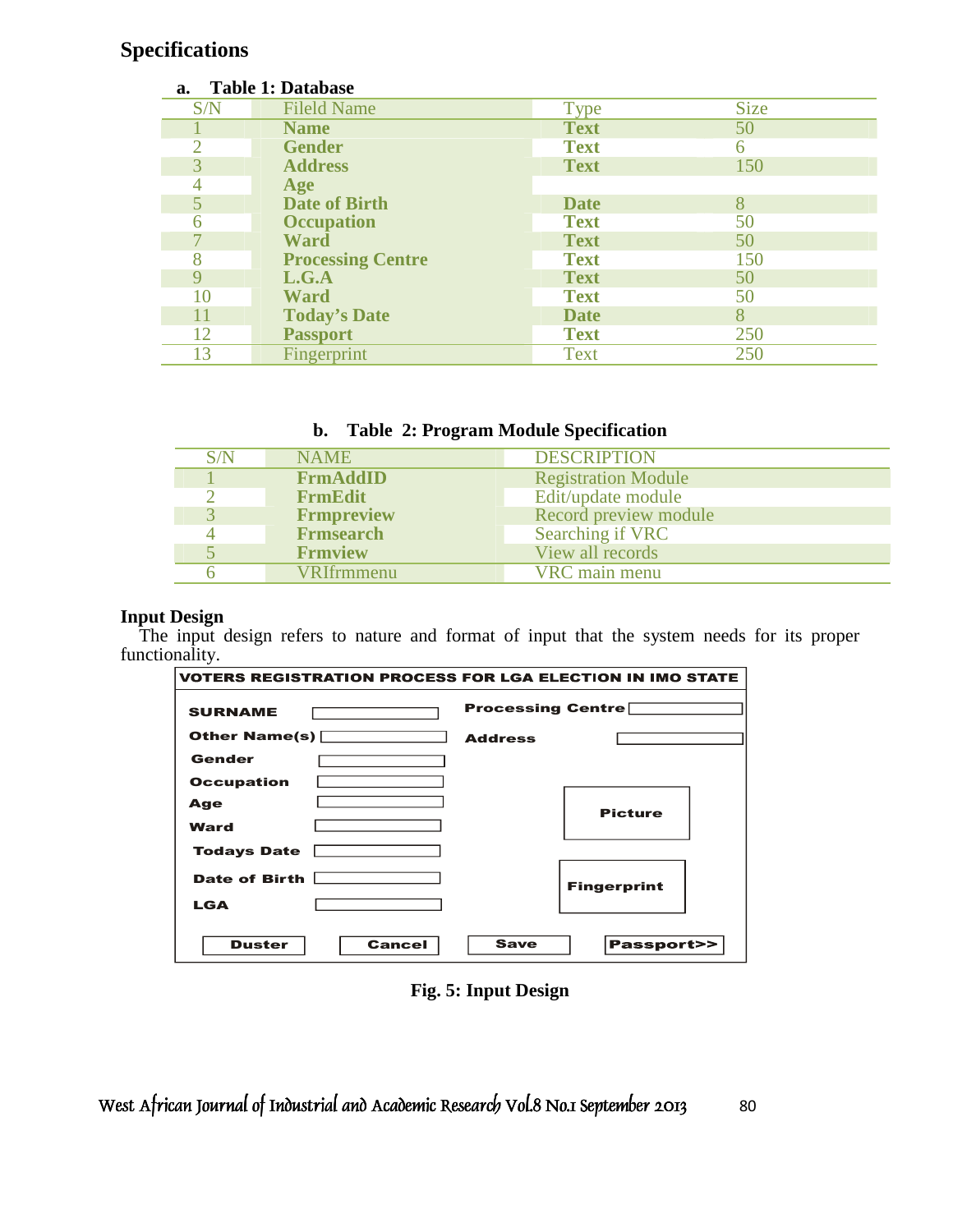## Specifications

**a. Table 1: Database**

| S/N | Fileld Name | Type | Size |
|---|---|---|---|
| 1 | **Name** | **Text** | 50 |
| 2 | **Gender** | **Text** | 6 |
| 3 | **Address** | **Text** | 150 |
| 4 | **Age** | | |
| 5 | **Date of Birth** | **Date** | 8 |
| 6 | **Occupation** | **Text** | 50 |
| 7 | **Ward** | **Text** | 50 |
| 8 | **Processing Centre** | **Text** | 150 |
| 9 | **L.G.A** | **Text** | 50 |
| 10 | **Ward** | **Text** | 50 |
| 11 | **Today's Date** | **Date** | 8 |
| 12 | **Passport** | **Text** | 250 |
| 13 | Fingerprint | Text | 250 |

**b. Table 2: Program Module Specification**

| S/N | NAME | DESCRIPTION |
|---|---|---|
| 1 | **FrmAddID** | Registration Module |
| 2 | **FrmEdit** | Edit/update module |
| 3 | **Frmpreview** | Record preview module |
| 4 | **Frmsearch** | Searching if VRC |
| 5 | **Frmview** | View all records |
| 6 | VRIfrmmenu | VRC main menu |

### Input Design

The input design refers to nature and format of input that the system needs for its proper functionality.

**VOTERS REGISTRATION PROCESS FOR LGA ELECTION IN IMO STATE**

| | | | |
|---|---|---|---|
| **SURNAME** | [ ] | **Processing Centre** | [ ] |
| **Other Name(s)** | [ ] | **Address** | [ ] |
| **Gender** | [ ] | | |
| **Occupation** | [ ] | | |
| **Age** | [ ] | **Picture** | |
| **Ward** | [ ] | | |
| **Todays Date** | [ ] | | |
| **Date of Birth** | [ ] | **Fingerprint** | |
| **LGA** | [ ] | | |
| **Duster** | **Cancel** | **Save** | **Passport>>** |

**Fig. 5: Input Design**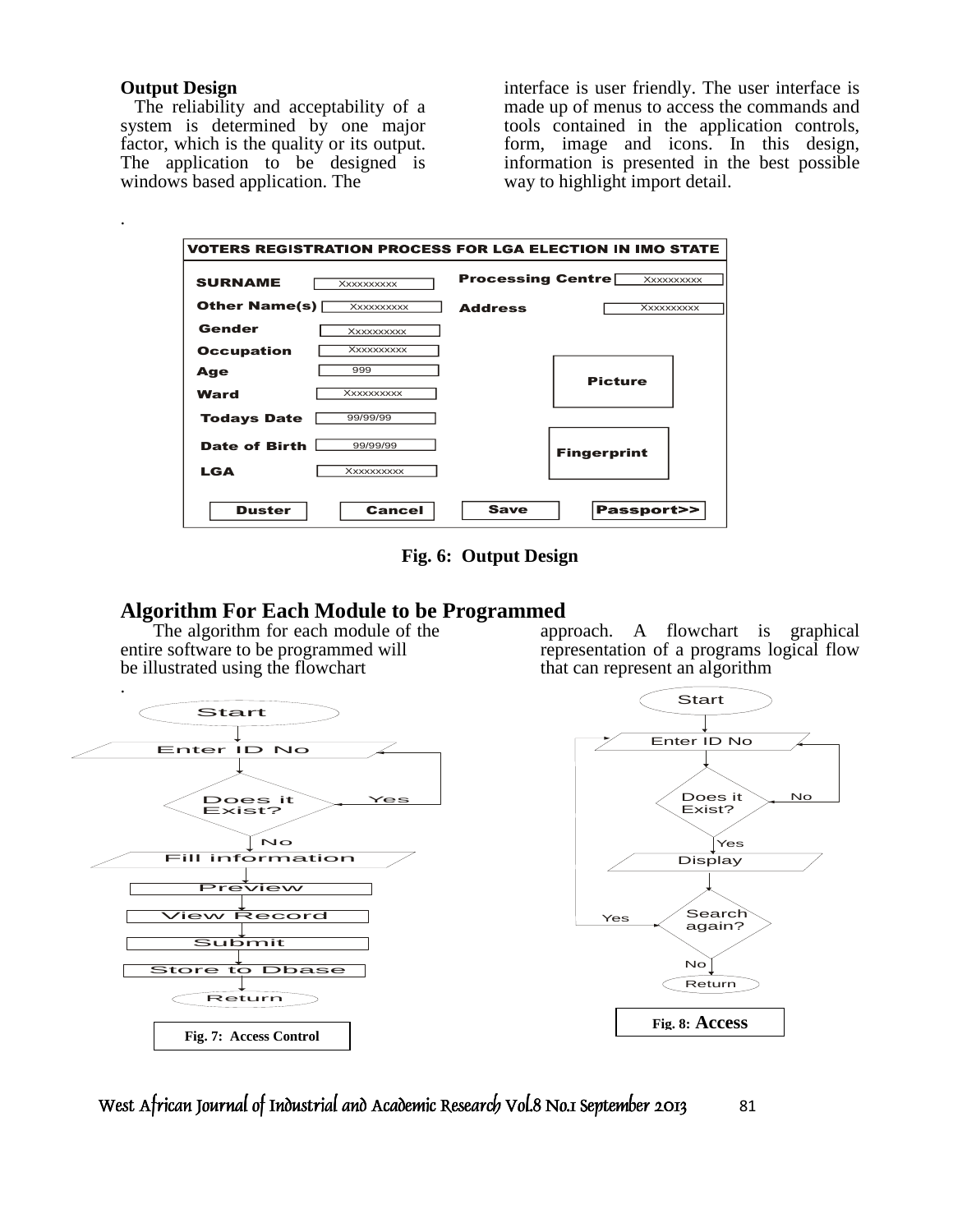**Output Design**

The reliability and acceptability of a system is determined by one major factor, which is the quality or its output. The application to be designed is windows based application. The interface is user friendly. The user interface is made up of menus to access the commands and tools contained in the application controls, form, image and icons. In this design, information is presented in the best possible way to highlight import detail.

**VOTERS REGISTRATION PROCESS FOR LGA ELECTION IN IMO STATE**

| | | | |
|---|---|---|---|
| SURNAME | Xxxxxxxxxx | Processing Centre | Xxxxxxxxxx |
| Other Name(s) | Xxxxxxxxxx | Address | Xxxxxxxxxx |
| Gender | Xxxxxxxxxx | | |
| Occupation | Xxxxxxxxxx | | |
| Age | 999 | Picture | |
| Ward | Xxxxxxxxxx | | |
| Todays Date | 99/99/99 | | |
| Date of Birth | 99/99/99 | Fingerprint | |
| LGA | Xxxxxxxxxx | | |
| Duster | Cancel | Save | Passport>> |

**Fig. 6: Output Design**

## Algorithm For Each Module to be Programmed

The algorithm for each module of the entire software to be programmed will be illustrated using the flowchart approach. A flowchart is graphical representation of a programs logical flow that can represent an algorithm

Start → Enter ID No → Does it Exist? (Yes → Enter ID No; No → Fill information) → Preview → View Record → Submit → Store to Dbase → Return

**Fig. 7: Access Control**

Start → Enter ID No → Does it Exist? (No → Enter ID No; Yes → Display) → Search again? (Yes → Enter ID No; No → Return)

**Fig. 8: Access**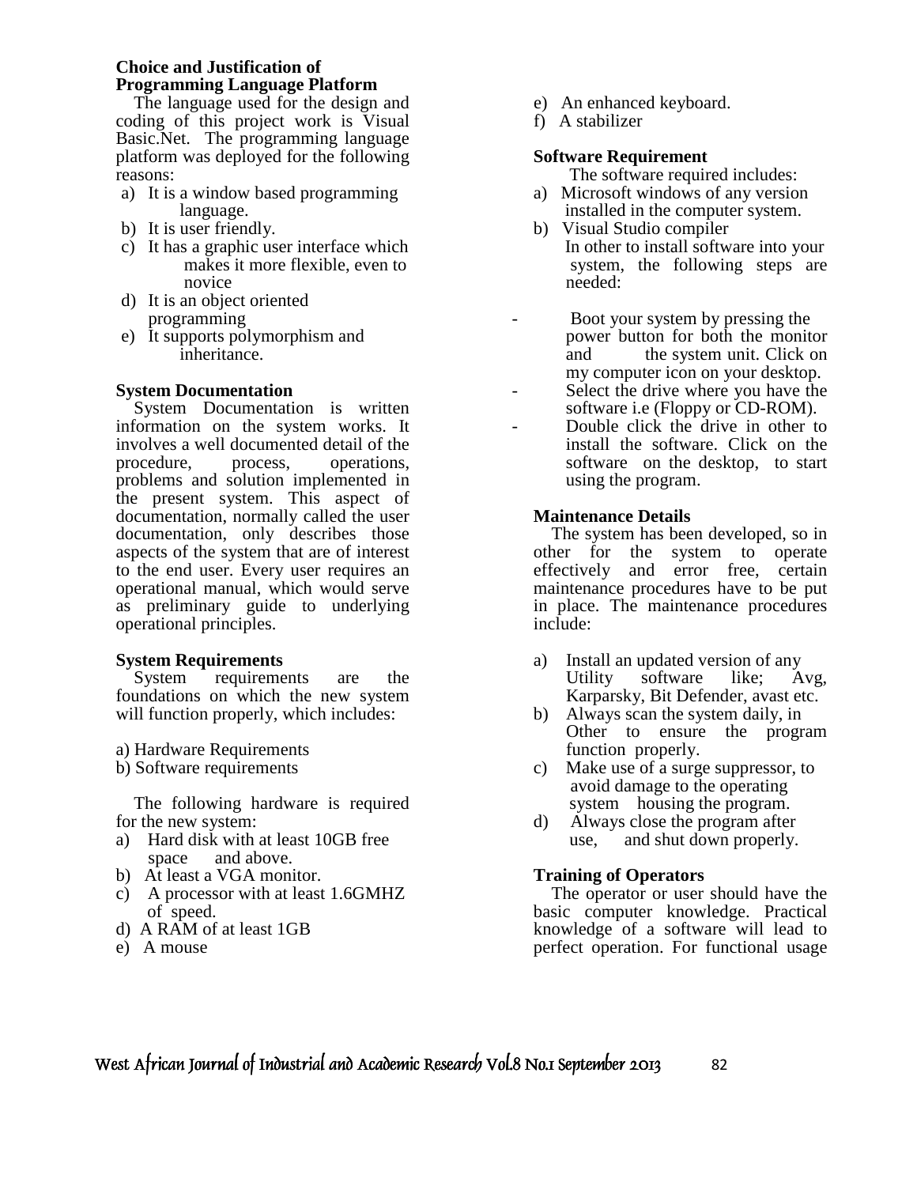**Choice and Justification of Programming Language Platform**

The language used for the design and coding of this project work is Visual Basic.Net. The programming language platform was deployed for the following reasons:

a) It is a window based programming language.
b) It is user friendly.
c) It has a graphic user interface which makes it more flexible, even to novice
d) It is an object oriented programming
e) It supports polymorphism and inheritance.

**System Documentation**

System Documentation is written information on the system works. It involves a well documented detail of the procedure, process, operations, problems and solution implemented in the present system. This aspect of documentation, normally called the user documentation, only describes those aspects of the system that are of interest to the end user. Every user requires an operational manual, which would serve as preliminary guide to underlying operational principles.

**System Requirements**

System requirements are the foundations on which the new system will function properly, which includes:

a) Hardware Requirements
b) Software requirements

The following hardware is required for the new system:

a) Hard disk with at least 10GB free space and above.
b) At least a VGA monitor.
c) A processor with at least 1.6GMHZ of speed.
d) A RAM of at least 1GB
e) A mouse
e) An enhanced keyboard.
f) A stabilizer

**Software Requirement**

The software required includes:

a) Microsoft windows of any version installed in the computer system.
b) Visual Studio compiler

In other to install software into your system, the following steps are needed:

- Boot your system by pressing the power button for both the monitor and the system unit. Click on my computer icon on your desktop.
- Select the drive where you have the software i.e (Floppy or CD-ROM).
- Double click the drive in other to install the software. Click on the software on the desktop, to start using the program.

**Maintenance Details**

The system has been developed, so in other for the system to operate effectively and error free, certain maintenance procedures have to be put in place. The maintenance procedures include:

a) Install an updated version of any Utility software like; Avg, Karparsky, Bit Defender, avast etc.
b) Always scan the system daily, in Other to ensure the program function properly.
c) Make use of a surge suppressor, to avoid damage to the operating system housing the program.
d) Always close the program after use, and shut down properly.

**Training of Operators**

The operator or user should have the basic computer knowledge. Practical knowledge of a software will lead to perfect operation. For functional usage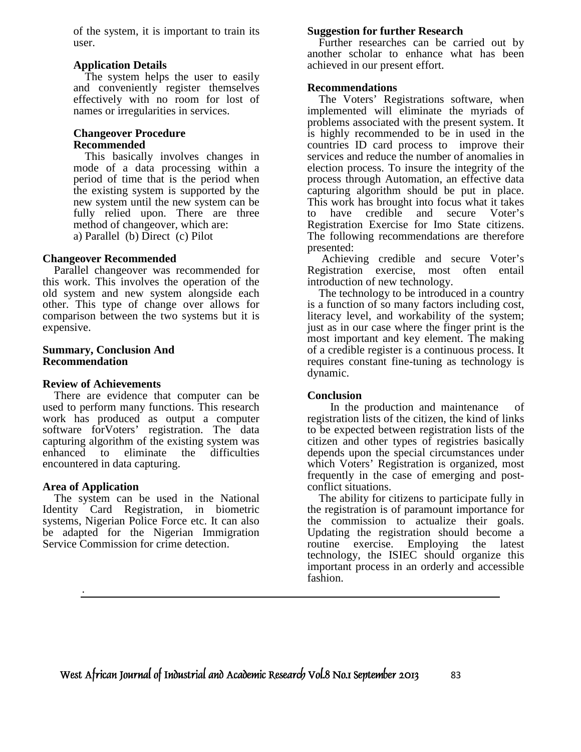of the system, it is important to train its user.

### Application Details

The system helps the user to easily and conveniently register themselves effectively with no room for lost of names or irregularities in services.

### Changeover Procedure Recommended

This basically involves changes in mode of a data processing within a period of time that is the period when the existing system is supported by the new system until the new system can be fully relied upon. There are three method of changeover, which are:
a) Parallel (b) Direct (c) Pilot

### Changeover Recommended

Parallel changeover was recommended for this work. This involves the operation of the old system and new system alongside each other. This type of change over allows for comparison between the two systems but it is expensive.

## Summary, Conclusion And Recommendation

### Review of Achievements

There are evidence that computer can be used to perform many functions. This research work has produced as output a computer software forVoters' registration. The data capturing algorithm of the existing system was enhanced to eliminate the difficulties encountered in data capturing.

### Area of Application

The system can be used in the National Identity Card Registration, in biometric systems, Nigerian Police Force etc. It can also be adapted for the Nigerian Immigration Service Commission for crime detection.

### Suggestion for further Research

Further researches can be carried out by another scholar to enhance what has been achieved in our present effort.

### Recommendations

The Voters' Registrations software, when implemented will eliminate the myriads of problems associated with the present system. It is highly recommended to be in used in the countries ID card process to improve their services and reduce the number of anomalies in election process. To insure the integrity of the process through Automation, an effective data capturing algorithm should be put in place. This work has brought into focus what it takes to have credible and secure Voter's Registration Exercise for Imo State citizens. The following recommendations are therefore presented:

Achieving credible and secure Voter's Registration exercise, most often entail introduction of new technology.

The technology to be introduced in a country is a function of so many factors including cost, literacy level, and workability of the system; just as in our case where the finger print is the most important and key element. The making of a credible register is a continuous process. It requires constant fine-tuning as technology is dynamic.

### Conclusion

In the production and maintenance of registration lists of the citizen, the kind of links to be expected between registration lists of the citizen and other types of registries basically depends upon the special circumstances under which Voters' Registration is organized, most frequently in the case of emerging and post-conflict situations.

The ability for citizens to participate fully in the registration is of paramount importance for the commission to actualize their goals. Updating the registration should become a routine exercise. Employing the latest technology, the ISIEC should organize this important process in an orderly and accessible fashion.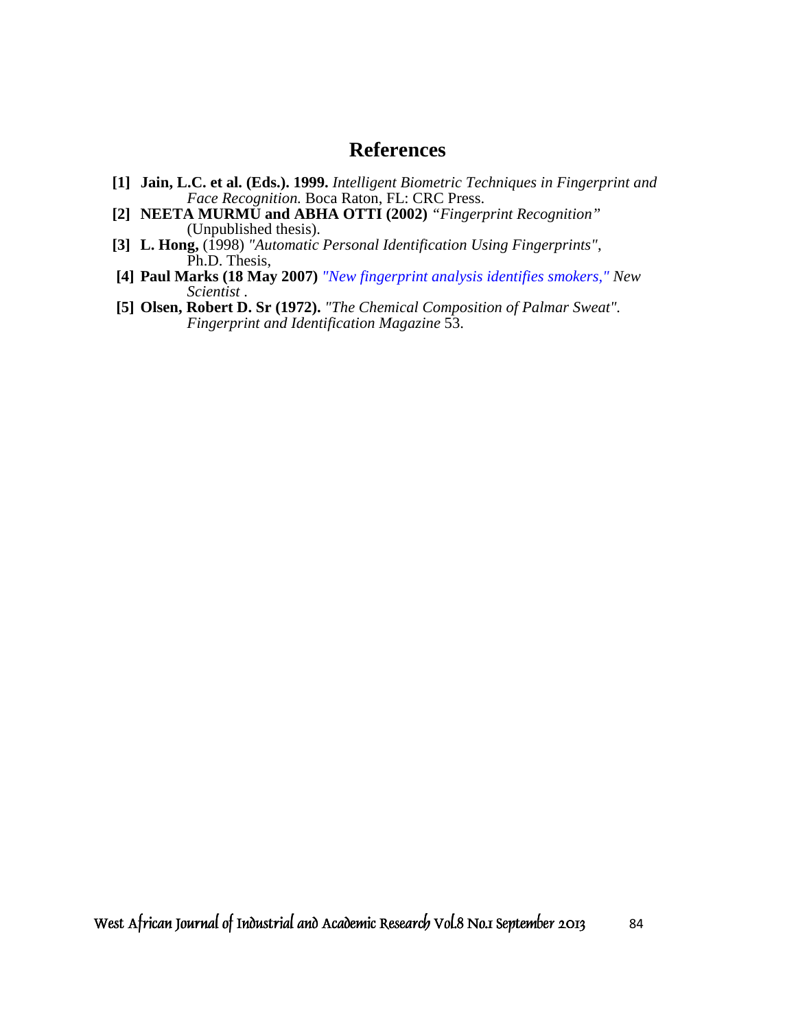# References

[1] **Jain, L.C. et al. (Eds.). 1999.** *Intelligent Biometric Techniques in Fingerprint and Face Recognition.* Boca Raton, FL: CRC Press.

[2] **NEETA MURMU and ABHA OTTI (2002)** *"Fingerprint Recognition"* (Unpublished thesis).

[3] **L. Hong,** (1998) *"Automatic Personal Identification Using Fingerprints"*, Ph.D. Thesis,

[4] **Paul Marks (18 May 2007)** *"New fingerprint analysis identifies smokers," New Scientist* .

[5] **Olsen, Robert D. Sr (1972).** *"The Chemical Composition of Palmar Sweat". Fingerprint and Identification Magazine* 53.